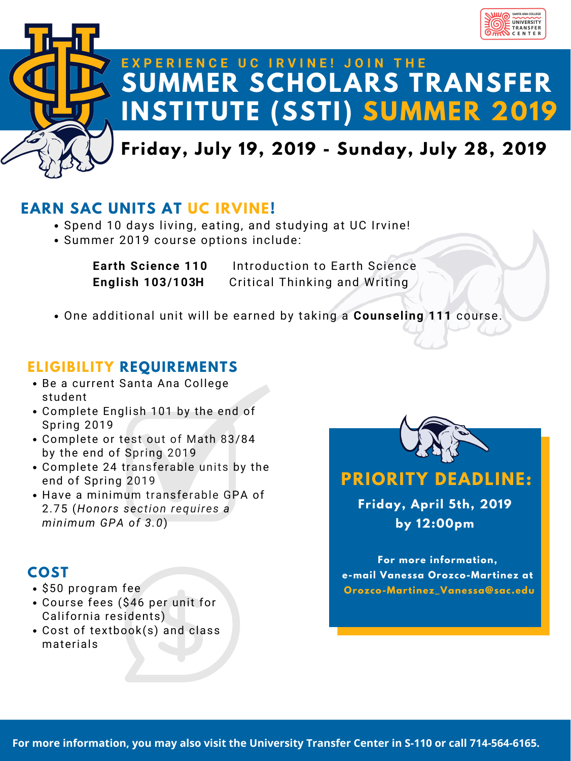SANTA ANA COLLEGE UNIVERSITY TRANSFER CENTER

# EXPERIENCE UC IRVINE! JOIN THE SUMMER SCHOLARS TRANSFER INSTITUTE (SSTI) SUMMER 2019

**Friday, July 19, 2019 - Sunday, July 28, 2019**

## EARN SAC UNITS AT UC IRVINE!

- Spend 10 days living, eating, and studying at UC Irvine!
- Summer 2019 course options include:

| | |
|---|---|
| **Earth Science 110** | Introduction to Earth Science |
| **English 103/103H** | Critical Thinking and Writing |

- One additional unit will be earned by taking a **Counseling 111** course.

## ELIGIBILITY REQUIREMENTS

- Be a current Santa Ana College student
- Complete English 101 by the end of Spring 2019
- Complete or test out of Math 83/84 by the end of Spring 2019
- Complete 24 transferable units by the end of Spring 2019
- Have a minimum transferable GPA of 2.75 (*Honors section requires a minimum GPA of 3.0*)

## COST

- $50 program fee
- Course fees ($46 per unit for California residents)
- Cost of textbook(s) and class materials

## PRIORITY DEADLINE:

**Friday, April 5th, 2019 by 12:00pm**

**For more information, e-mail Vanessa Orozco-Martinez at Orozco-Martinez_Vanessa@sac.edu**

**For more information, you may also visit the University Transfer Center in S-110 or call 714-564-6165.**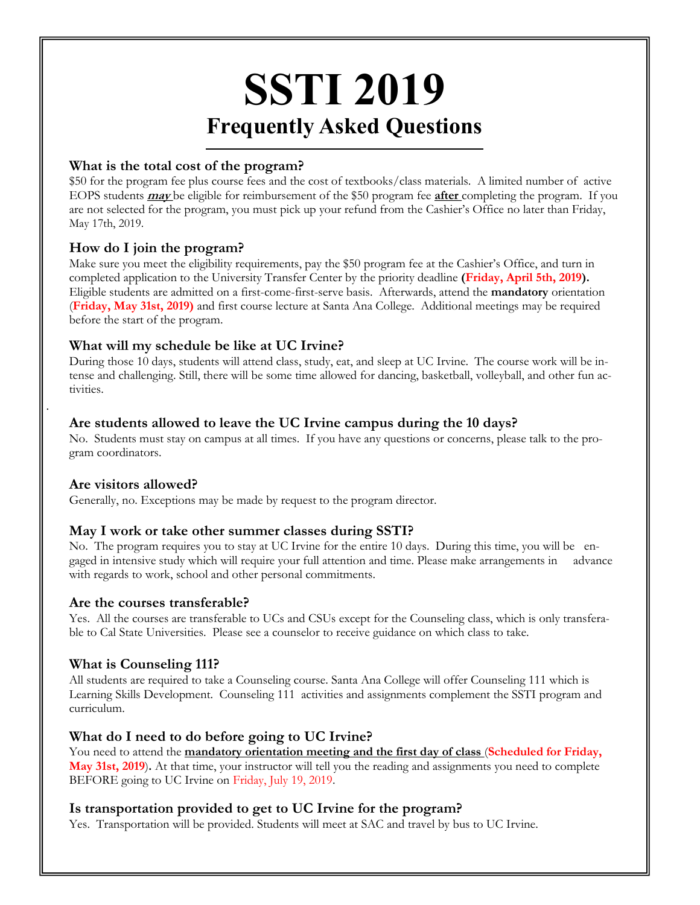# SSTI 2019

## Frequently Asked Questions

### What is the total cost of the program?

$50 for the program fee plus course fees and the cost of textbooks/class materials. A limited number of active EOPS students ***may*** be eligible for reimbursement of the $50 program fee **after** completing the program. If you are not selected for the program, you must pick up your refund from the Cashier's Office no later than Friday, May 17th, 2019.

### How do I join the program?

Make sure you meet the eligibility requirements, pay the $50 program fee at the Cashier's Office, and turn in completed application to the University Transfer Center by the priority deadline **(Friday, April 5th, 2019).** Eligible students are admitted on a first-come-first-serve basis. Afterwards, attend the **mandatory** orientation (**Friday, May 31st, 2019)** and first course lecture at Santa Ana College. Additional meetings may be required before the start of the program.

### What will my schedule be like at UC Irvine?

During those 10 days, students will attend class, study, eat, and sleep at UC Irvine. The course work will be intense and challenging. Still, there will be some time allowed for dancing, basketball, volleyball, and other fun activities.

### Are students allowed to leave the UC Irvine campus during the 10 days?

No. Students must stay on campus at all times. If you have any questions or concerns, please talk to the program coordinators.

### Are visitors allowed?

Generally, no. Exceptions may be made by request to the program director.

### May I work or take other summer classes during SSTI?

No. The program requires you to stay at UC Irvine for the entire 10 days. During this time, you will be engaged in intensive study which will require your full attention and time. Please make arrangements in advance with regards to work, school and other personal commitments.

### Are the courses transferable?

Yes. All the courses are transferable to UCs and CSUs except for the Counseling class, which is only transferable to Cal State Universities. Please see a counselor to receive guidance on which class to take.

### What is Counseling 111?

All students are required to take a Counseling course. Santa Ana College will offer Counseling 111 which is Learning Skills Development. Counseling 111 activities and assignments complement the SSTI program and curriculum.

### What do I need to do before going to UC Irvine?

You need to attend the **mandatory orientation meeting and the first day of class** (**Scheduled for Friday, May 31st, 2019**). At that time, your instructor will tell you the reading and assignments you need to complete BEFORE going to UC Irvine on Friday, July 19, 2019.

### Is transportation provided to get to UC Irvine for the program?

Yes. Transportation will be provided. Students will meet at SAC and travel by bus to UC Irvine.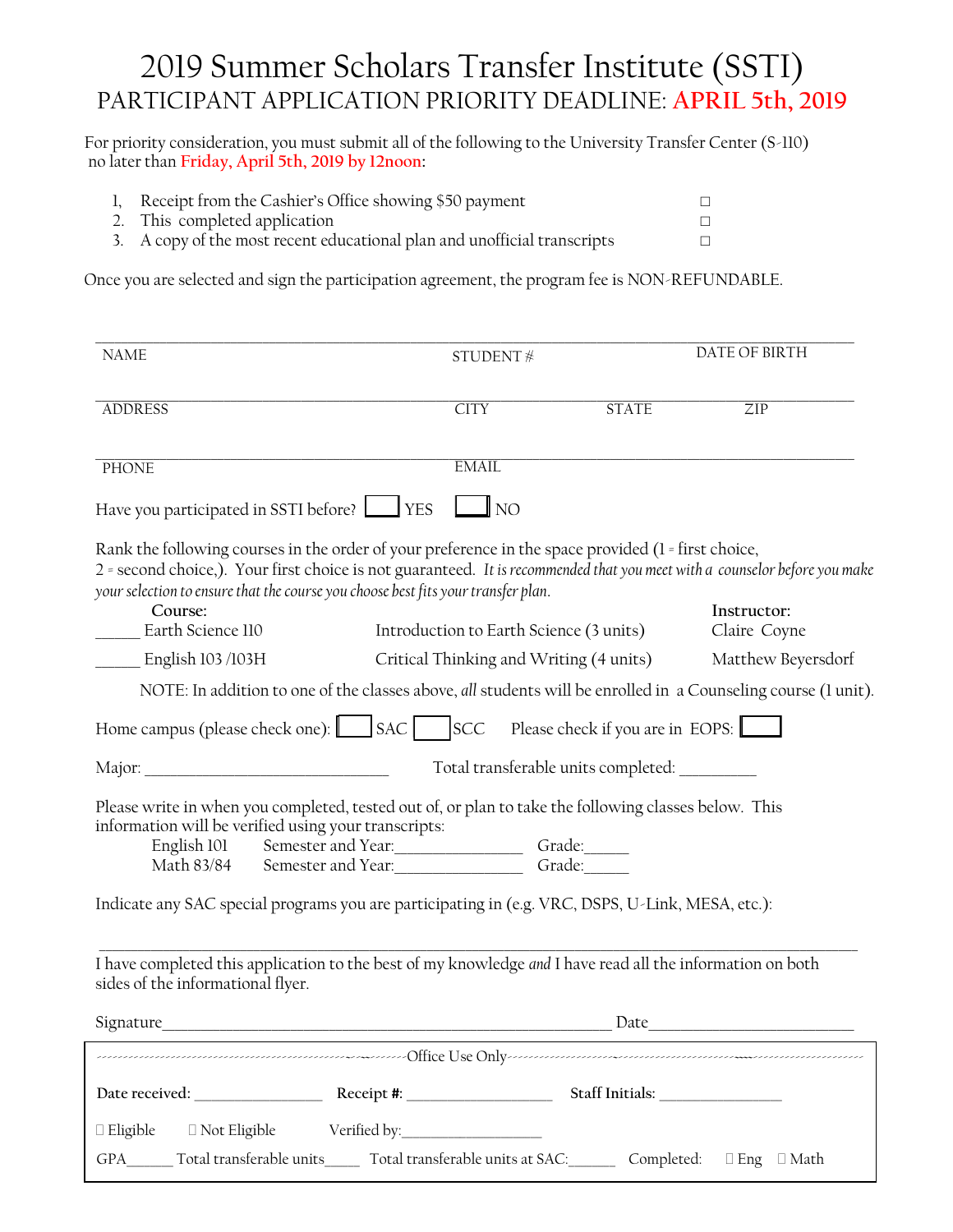# 2019 Summer Scholars Transfer Institute (SSTI)

## PARTICIPANT APPLICATION PRIORITY DEADLINE: APRIL 5th, 2019

For priority consideration, you must submit all of the following to the University Transfer Center (S-110) no later than **Friday, April 5th, 2019 by 12noon**:

1. Receipt from the Cashier's Office showing $50 payment ☐
2. This completed application ☐
3. A copy of the most recent educational plan and unofficial transcripts ☐

Once you are selected and sign the participation agreement, the program fee is NON-REFUNDABLE.

NAME ______________________ STUDENT # ______________________ DATE OF BIRTH ______________________

ADDRESS ______________________ CITY ______________________ STATE ______________________ ZIP ______________________

PHONE ______________________ EMAIL ______________________

Have you participated in SSTI before? ☐ YES ☐ NO

Rank the following courses in the order of your preference in the space provided (1 = first choice, 2 = second choice,). Your first choice is not guaranteed. *It is recommended that you meet with a counselor before you make your selection to ensure that the course you choose best fits your transfer plan.*

| Course: | | Instructor: |
|---|---|---|
| _____ Earth Science 110 | Introduction to Earth Science (3 units) | Claire Coyne |
| _____ English 103 /103H | Critical Thinking and Writing (4 units) | Matthew Beyersdorf |

NOTE: In addition to one of the classes above, *all* students will be enrolled in a Counseling course (1 unit).

Home campus (please check one): ☐ SAC ☐ SCC Please check if you are in EOPS: ☐

Major: ______________________________ Total transferable units completed: _________

Please write in when you completed, tested out of, or plan to take the following classes below. This information will be verified using your transcripts:

English 101 Semester and Year:_______________ Grade:_____
Math 83/84 Semester and Year:_______________ Grade:_____

Indicate any SAC special programs you are participating in (e.g. VRC, DSPS, U-Link, MESA, etc.):

______________________________________________________________________________

I have completed this application to the best of my knowledge *and* I have read all the information on both sides of the informational flyer.

Signature______________________________________________________ Date________________________

---

Office Use Only

**Date received:** _______________ **Receipt #:** _________________ **Staff Initials:** _______________

☐ Eligible ☐ Not Eligible Verified by:_________________

GPA______ Total transferable units_____ Total transferable units at SAC:______ Completed: ☐ Eng ☐ Math